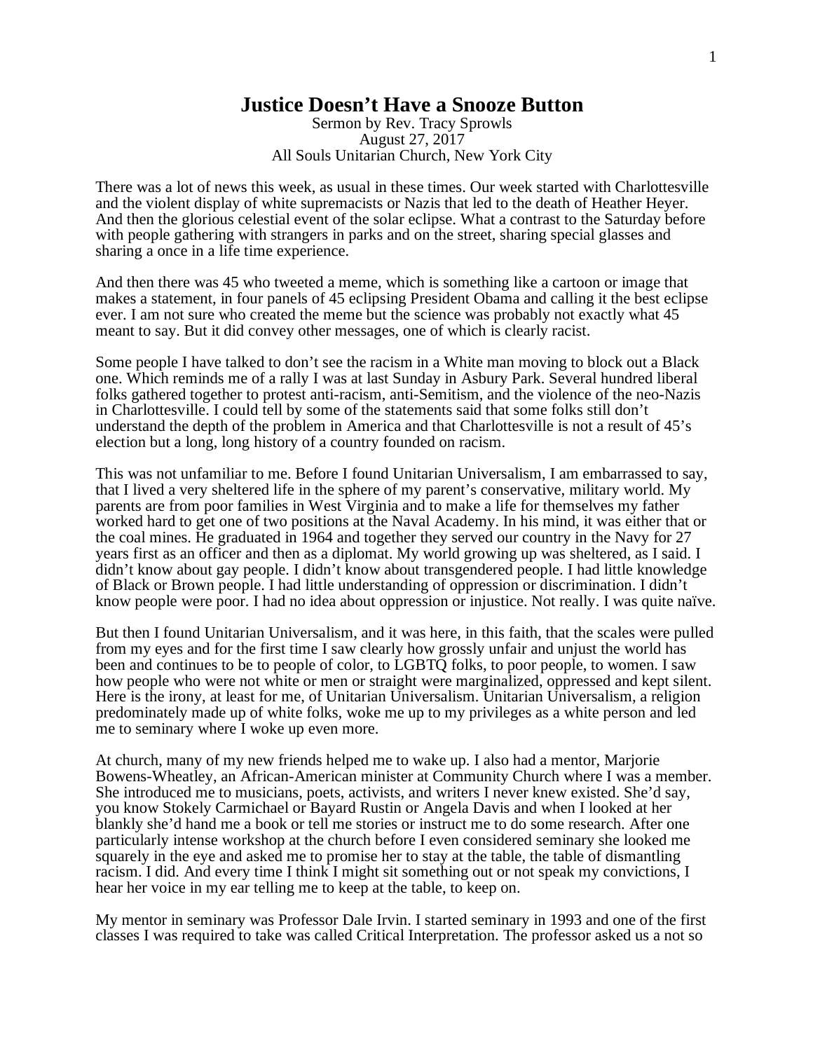# Justice Doesn't Have a Snooze Button

Sermon by Rev. Tracy Sprowls
August 27, 2017
All Souls Unitarian Church, New York City

There was a lot of news this week, as usual in these times. Our week started with Charlottesville and the violent display of white supremacists or Nazis that led to the death of Heather Heyer. And then the glorious celestial event of the solar eclipse. What a contrast to the Saturday before with people gathering with strangers in parks and on the street, sharing special glasses and sharing a once in a life time experience.

And then there was 45 who tweeted a meme, which is something like a cartoon or image that makes a statement, in four panels of 45 eclipsing President Obama and calling it the best eclipse ever. I am not sure who created the meme but the science was probably not exactly what 45 meant to say. But it did convey other messages, one of which is clearly racist.

Some people I have talked to don't see the racism in a White man moving to block out a Black one. Which reminds me of a rally I was at last Sunday in Asbury Park. Several hundred liberal folks gathered together to protest anti-racism, anti-Semitism, and the violence of the neo-Nazis in Charlottesville. I could tell by some of the statements said that some folks still don't understand the depth of the problem in America and that Charlottesville is not a result of 45's election but a long, long history of a country founded on racism.

This was not unfamiliar to me. Before I found Unitarian Universalism, I am embarrassed to say, that I lived a very sheltered life in the sphere of my parent's conservative, military world. My parents are from poor families in West Virginia and to make a life for themselves my father worked hard to get one of two positions at the Naval Academy. In his mind, it was either that or the coal mines. He graduated in 1964 and together they served our country in the Navy for 27 years first as an officer and then as a diplomat. My world growing up was sheltered, as I said. I didn't know about gay people. I didn't know about transgendered people. I had little knowledge of Black or Brown people. I had little understanding of oppression or discrimination. I didn't know people were poor. I had no idea about oppression or injustice. Not really. I was quite naïve.

But then I found Unitarian Universalism, and it was here, in this faith, that the scales were pulled from my eyes and for the first time I saw clearly how grossly unfair and unjust the world has been and continues to be to people of color, to LGBTQ folks, to poor people, to women. I saw how people who were not white or men or straight were marginalized, oppressed and kept silent. Here is the irony, at least for me, of Unitarian Universalism. Unitarian Universalism, a religion predominately made up of white folks, woke me up to my privileges as a white person and led me to seminary where I woke up even more.

At church, many of my new friends helped me to wake up. I also had a mentor, Marjorie Bowens-Wheatley, an African-American minister at Community Church where I was a member. She introduced me to musicians, poets, activists, and writers I never knew existed. She'd say, you know Stokely Carmichael or Bayard Rustin or Angela Davis and when I looked at her blankly she'd hand me a book or tell me stories or instruct me to do some research. After one particularly intense workshop at the church before I even considered seminary she looked me squarely in the eye and asked me to promise her to stay at the table, the table of dismantling racism. I did. And every time I think I might sit something out or not speak my convictions, I hear her voice in my ear telling me to keep at the table, to keep on.

My mentor in seminary was Professor Dale Irvin. I started seminary in 1993 and one of the first classes I was required to take was called Critical Interpretation. The professor asked us a not so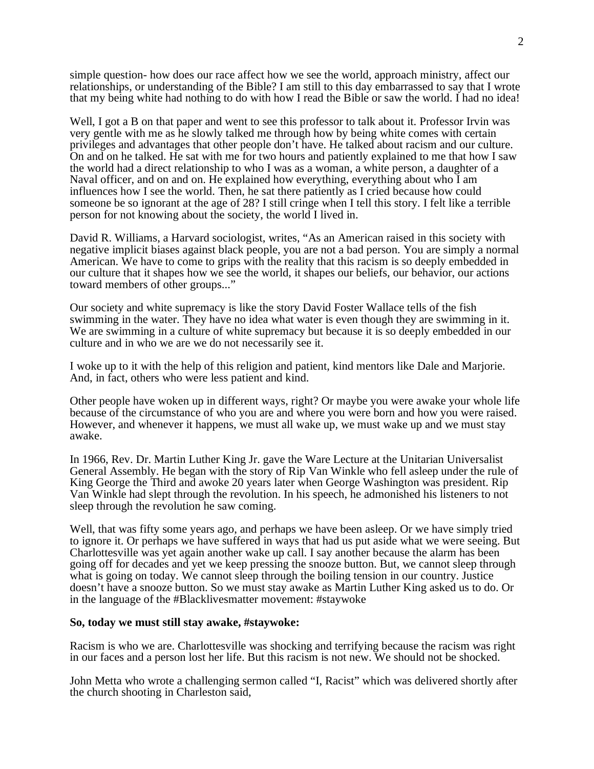simple question- how does our race affect how we see the world, approach ministry, affect our relationships, or understanding of the Bible? I am still to this day embarrassed to say that I wrote that my being white had nothing to do with how I read the Bible or saw the world. I had no idea!

Well, I got a B on that paper and went to see this professor to talk about it. Professor Irvin was very gentle with me as he slowly talked me through how by being white comes with certain privileges and advantages that other people don't have. He talked about racism and our culture. On and on he talked. He sat with me for two hours and patiently explained to me that how I saw the world had a direct relationship to who I was as a woman, a white person, a daughter of a Naval officer, and on and on. He explained how everything, everything about who I am influences how I see the world. Then, he sat there patiently as I cried because how could someone be so ignorant at the age of 28? I still cringe when I tell this story. I felt like a terrible person for not knowing about the society, the world I lived in.

David R. Williams, a Harvard sociologist, writes, "As an American raised in this society with negative implicit biases against black people, you are not a bad person. You are simply a normal American. We have to come to grips with the reality that this racism is so deeply embedded in our culture that it shapes how we see the world, it shapes our beliefs, our behavior, our actions toward members of other groups..."

Our society and white supremacy is like the story David Foster Wallace tells of the fish swimming in the water. They have no idea what water is even though they are swimming in it. We are swimming in a culture of white supremacy but because it is so deeply embedded in our culture and in who we are we do not necessarily see it.

I woke up to it with the help of this religion and patient, kind mentors like Dale and Marjorie. And, in fact, others who were less patient and kind.

Other people have woken up in different ways, right? Or maybe you were awake your whole life because of the circumstance of who you are and where you were born and how you were raised. However, and whenever it happens, we must all wake up, we must wake up and we must stay awake.

In 1966, Rev. Dr. Martin Luther King Jr. gave the Ware Lecture at the Unitarian Universalist General Assembly. He began with the story of Rip Van Winkle who fell asleep under the rule of King George the Third and awoke 20 years later when George Washington was president. Rip Van Winkle had slept through the revolution. In his speech, he admonished his listeners to not sleep through the revolution he saw coming.

Well, that was fifty some years ago, and perhaps we have been asleep. Or we have simply tried to ignore it. Or perhaps we have suffered in ways that had us put aside what we were seeing. But Charlottesville was yet again another wake up call. I say another because the alarm has been going off for decades and yet we keep pressing the snooze button. But, we cannot sleep through what is going on today. We cannot sleep through the boiling tension in our country. Justice doesn't have a snooze button. So we must stay awake as Martin Luther King asked us to do. Or in the language of the #Blacklivesmatter movement: #staywoke

**So, today we must still stay awake, #staywoke:**

Racism is who we are. Charlottesville was shocking and terrifying because the racism was right in our faces and a person lost her life. But this racism is not new. We should not be shocked.

John Metta who wrote a challenging sermon called "I, Racist" which was delivered shortly after the church shooting in Charleston said,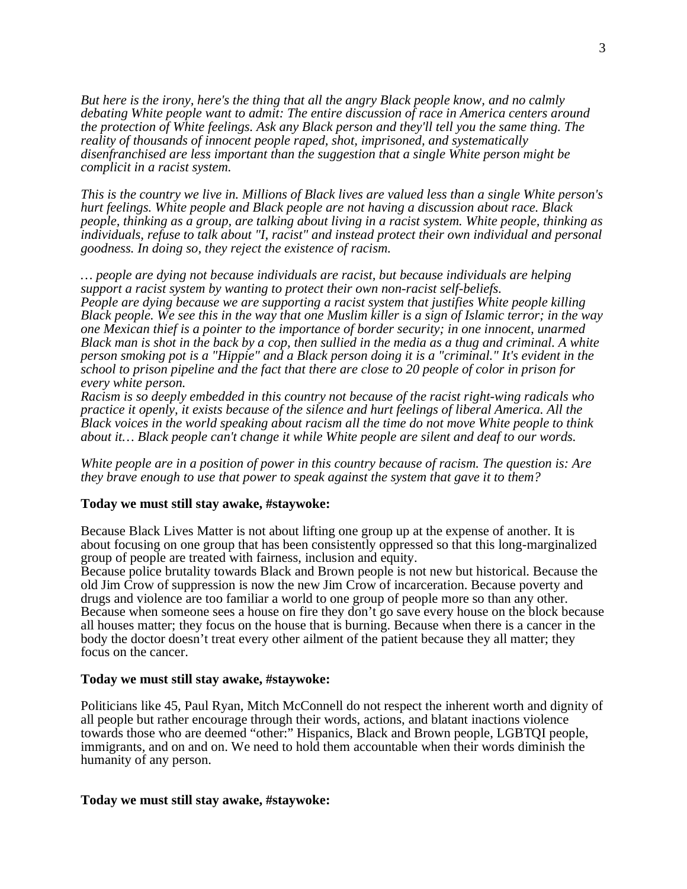*But here is the irony, here's the thing that all the angry Black people know, and no calmly debating White people want to admit: The entire discussion of race in America centers around the protection of White feelings. Ask any Black person and they'll tell you the same thing. The reality of thousands of innocent people raped, shot, imprisoned, and systematically disenfranchised are less important than the suggestion that a single White person might be complicit in a racist system.*

*This is the country we live in. Millions of Black lives are valued less than a single White person's hurt feelings. White people and Black people are not having a discussion about race. Black people, thinking as a group, are talking about living in a racist system. White people, thinking as individuals, refuse to talk about "I, racist" and instead protect their own individual and personal goodness. In doing so, they reject the existence of racism.*

*… people are dying not because individuals are racist, but because individuals are helping support a racist system by wanting to protect their own non-racist self-beliefs.*
*People are dying because we are supporting a racist system that justifies White people killing Black people. We see this in the way that one Muslim killer is a sign of Islamic terror; in the way one Mexican thief is a pointer to the importance of border security; in one innocent, unarmed Black man is shot in the back by a cop, then sullied in the media as a thug and criminal. A white person smoking pot is a "Hippie" and a Black person doing it is a "criminal." It's evident in the school to prison pipeline and the fact that there are close to 20 people of color in prison for every white person.*
*Racism is so deeply embedded in this country not because of the racist right-wing radicals who practice it openly, it exists because of the silence and hurt feelings of liberal America. All the Black voices in the world speaking about racism all the time do not move White people to think about it… Black people can't change it while White people are silent and deaf to our words.*

*White people are in a position of power in this country because of racism. The question is: Are they brave enough to use that power to speak against the system that gave it to them?*

**Today we must still stay awake, #staywoke:**

Because Black Lives Matter is not about lifting one group up at the expense of another. It is about focusing on one group that has been consistently oppressed so that this long-marginalized group of people are treated with fairness, inclusion and equity.
Because police brutality towards Black and Brown people is not new but historical. Because the old Jim Crow of suppression is now the new Jim Crow of incarceration. Because poverty and drugs and violence are too familiar a world to one group of people more so than any other. Because when someone sees a house on fire they don't go save every house on the block because all houses matter; they focus on the house that is burning. Because when there is a cancer in the body the doctor doesn't treat every other ailment of the patient because they all matter; they focus on the cancer.

**Today we must still stay awake, #staywoke:**

Politicians like 45, Paul Ryan, Mitch McConnell do not respect the inherent worth and dignity of all people but rather encourage through their words, actions, and blatant inactions violence towards those who are deemed "other:" Hispanics, Black and Brown people, LGBTQI people, immigrants, and on and on. We need to hold them accountable when their words diminish the humanity of any person.

**Today we must still stay awake, #staywoke:**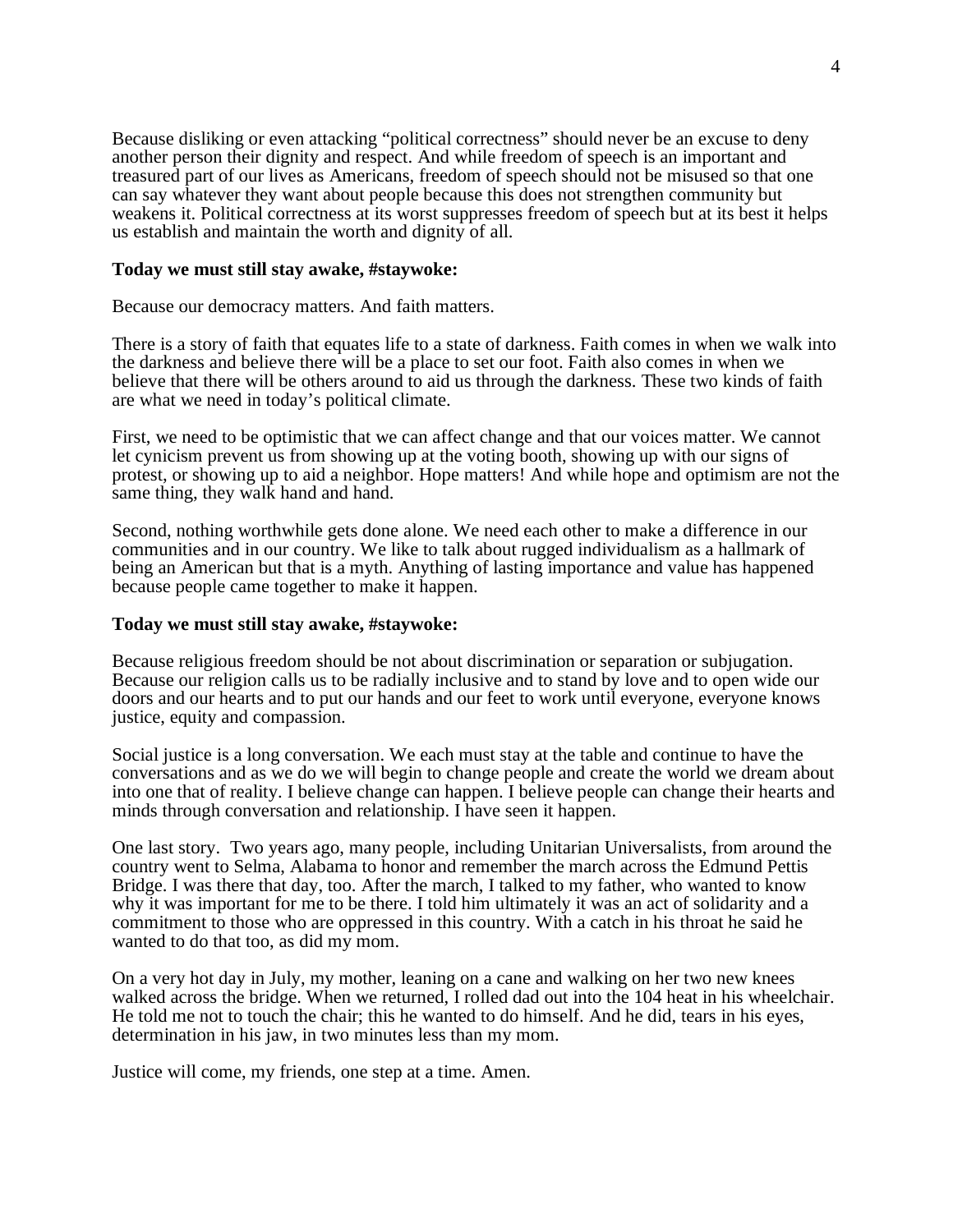Because disliking or even attacking "political correctness" should never be an excuse to deny another person their dignity and respect. And while freedom of speech is an important and treasured part of our lives as Americans, freedom of speech should not be misused so that one can say whatever they want about people because this does not strengthen community but weakens it. Political correctness at its worst suppresses freedom of speech but at its best it helps us establish and maintain the worth and dignity of all.

**Today we must still stay awake, #staywoke:**

Because our democracy matters. And faith matters.

There is a story of faith that equates life to a state of darkness. Faith comes in when we walk into the darkness and believe there will be a place to set our foot. Faith also comes in when we believe that there will be others around to aid us through the darkness. These two kinds of faith are what we need in today's political climate.

First, we need to be optimistic that we can affect change and that our voices matter. We cannot let cynicism prevent us from showing up at the voting booth, showing up with our signs of protest, or showing up to aid a neighbor. Hope matters! And while hope and optimism are not the same thing, they walk hand and hand.

Second, nothing worthwhile gets done alone. We need each other to make a difference in our communities and in our country. We like to talk about rugged individualism as a hallmark of being an American but that is a myth. Anything of lasting importance and value has happened because people came together to make it happen.

**Today we must still stay awake, #staywoke:**

Because religious freedom should be not about discrimination or separation or subjugation. Because our religion calls us to be radially inclusive and to stand by love and to open wide our doors and our hearts and to put our hands and our feet to work until everyone, everyone knows justice, equity and compassion.

Social justice is a long conversation. We each must stay at the table and continue to have the conversations and as we do we will begin to change people and create the world we dream about into one that of reality. I believe change can happen. I believe people can change their hearts and minds through conversation and relationship. I have seen it happen.

One last story. Two years ago, many people, including Unitarian Universalists, from around the country went to Selma, Alabama to honor and remember the march across the Edmund Pettis Bridge. I was there that day, too. After the march, I talked to my father, who wanted to know why it was important for me to be there. I told him ultimately it was an act of solidarity and a commitment to those who are oppressed in this country. With a catch in his throat he said he wanted to do that too, as did my mom.

On a very hot day in July, my mother, leaning on a cane and walking on her two new knees walked across the bridge. When we returned, I rolled dad out into the 104 heat in his wheelchair. He told me not to touch the chair; this he wanted to do himself. And he did, tears in his eyes, determination in his jaw, in two minutes less than my mom.

Justice will come, my friends, one step at a time. Amen.